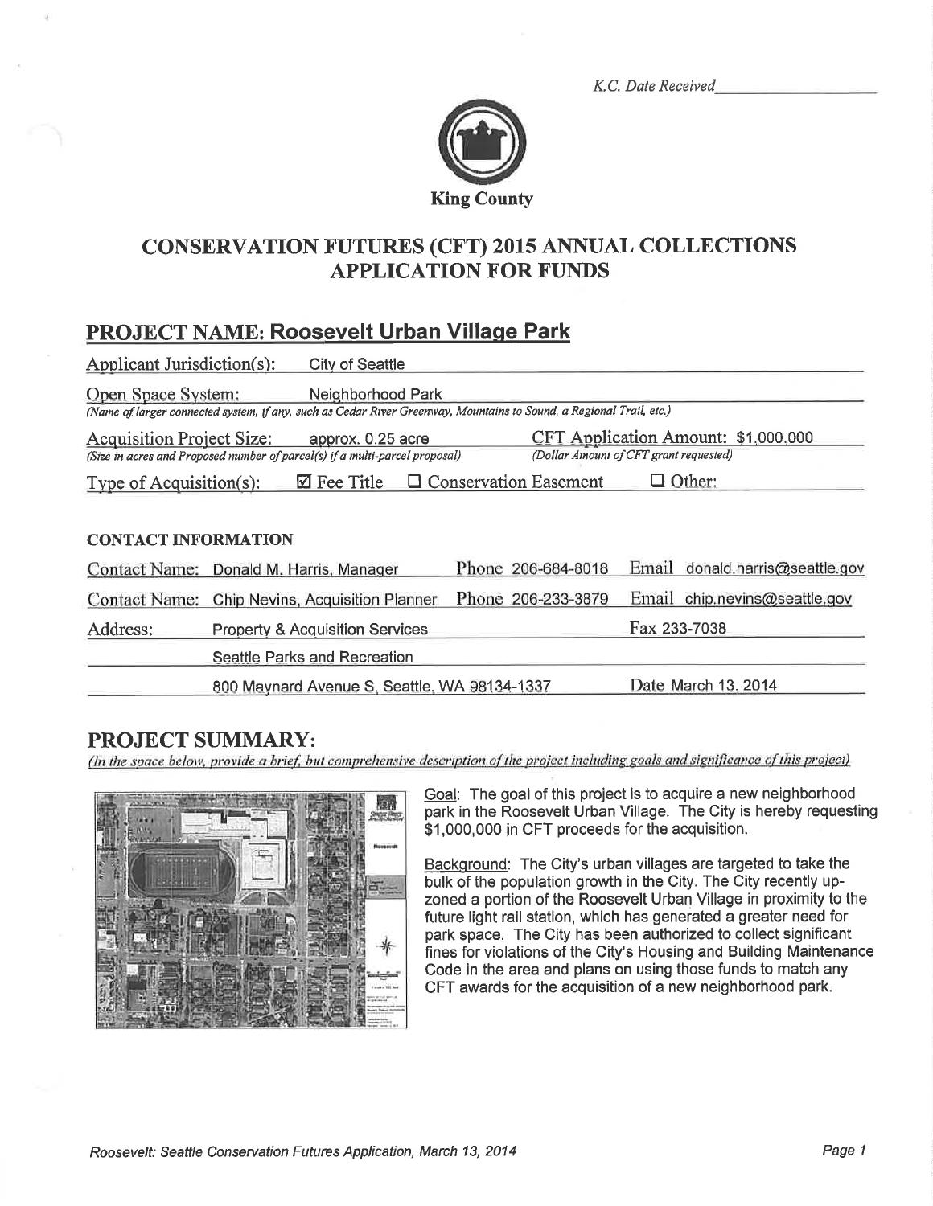*K.C. Date Received*\_\_\_\_\_\_\_\_\_\_\_\_\_\_\_\_

**King County**

# CONSERVATION FUTURES (CFT) 2015 ANNUAL COLLECTIONS APPLICATION FOR FUNDS

## PROJECT NAME: Roosevelt Urban Village Park

Applicant Jurisdiction(s): City of Seattle

Open Space System: Neighborhood Park
*(Name of larger connected system, if any, such as Cedar River Greenway, Mountains to Sound, a Regional Trail, etc.)*

Acquisition Project Size: approx. 0.25 acre
*(Size in acres and Proposed number of parcel(s) if a multi-parcel proposal)*

CFT Application Amount: $1,000,000
*(Dollar Amount of CFT grant requested)*

Type of Acquisition(s): ☑ Fee Title ☐ Conservation Easement ☐ Other:

### CONTACT INFORMATION

| | | | |
|---|---|---|---|
| Contact Name: | Donald M. Harris, Manager | Phone 206-684-8018 | Email donald.harris@seattle.gov |
| Contact Name: | Chip Nevins, Acquisition Planner | Phone 206-233-3879 | Email chip.nevins@seattle.gov |
| Address: | Property & Acquisition Services | | Fax 233-7038 |
| | Seattle Parks and Recreation | | |
| | 800 Maynard Avenue S, Seattle, WA 98134-1337 | | Date March 13, 2014 |

## PROJECT SUMMARY:

*(In the space below, provide a brief, but comprehensive description of the project including goals and significance of this project)*

Goal: The goal of this project is to acquire a new neighborhood park in the Roosevelt Urban Village. The City is hereby requesting $1,000,000 in CFT proceeds for the acquisition.

Background: The City's urban villages are targeted to take the bulk of the population growth in the City. The City recently up-zoned a portion of the Roosevelt Urban Village in proximity to the future light rail station, which has generated a greater need for park space. The City has been authorized to collect significant fines for violations of the City's Housing and Building Maintenance Code in the area and plans on using those funds to match any CFT awards for the acquisition of a new neighborhood park.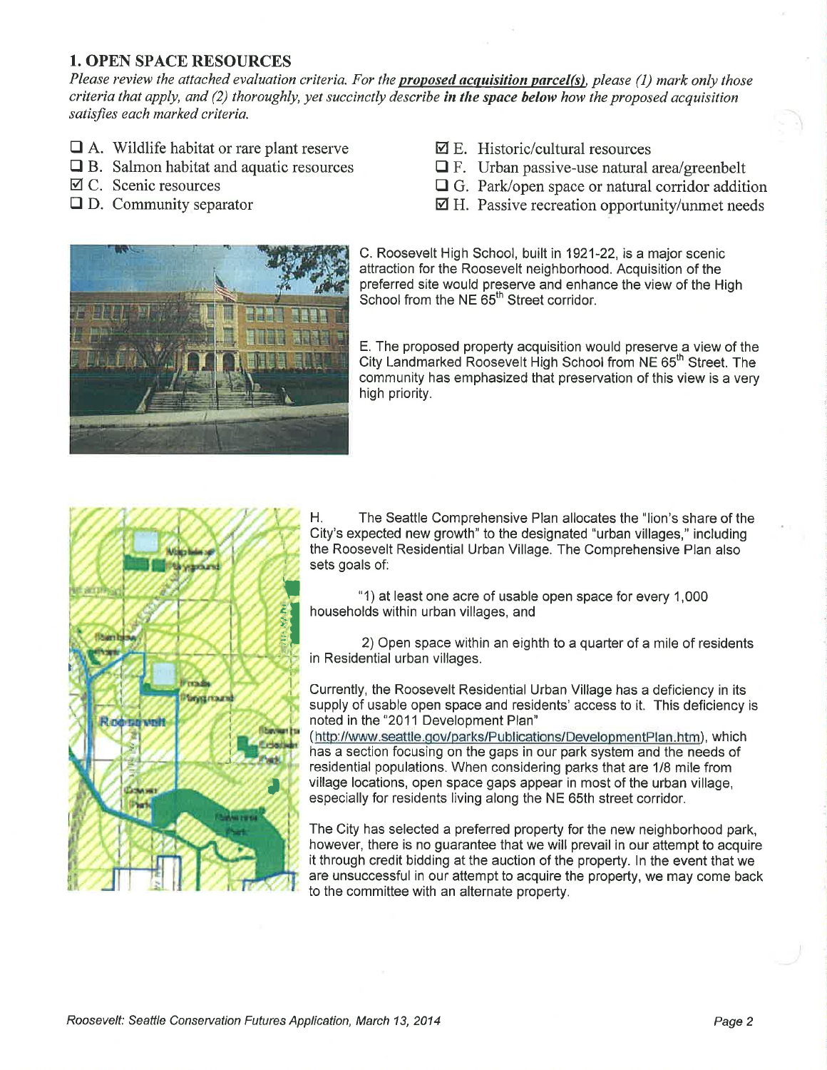## 1. OPEN SPACE RESOURCES

*Please review the attached evaluation criteria. For the* ***proposed acquisition parcel(s)****, please (1) mark only those criteria that apply, and (2) thoroughly, yet succinctly describe* ***in the space below*** *how the proposed acquisition satisfies each marked criteria.*

- ☐ A. Wildlife habitat or rare plant reserve
- ☐ B. Salmon habitat and aquatic resources
- ☑ C. Scenic resources
- ☐ D. Community separator
- ☑ E. Historic/cultural resources
- ☐ F. Urban passive-use natural area/greenbelt
- ☐ G. Park/open space or natural corridor addition
- ☑ H. Passive recreation opportunity/unmet needs

C. Roosevelt High School, built in 1921-22, is a major scenic attraction for the Roosevelt neighborhood. Acquisition of the preferred site would preserve and enhance the view of the High School from the NE 65th Street corridor.

E. The proposed property acquisition would preserve a view of the City Landmarked Roosevelt High School from NE 65th Street. The community has emphasized that preservation of this view is a very high priority.

H. The Seattle Comprehensive Plan allocates the "lion's share of the City's expected new growth" to the designated "urban villages," including the Roosevelt Residential Urban Village. The Comprehensive Plan also sets goals of:

"1) at least one acre of usable open space for every 1,000 households within urban villages, and

2) Open space within an eighth to a quarter of a mile of residents in Residential urban villages.

Currently, the Roosevelt Residential Urban Village has a deficiency in its supply of usable open space and residents' access to it. This deficiency is noted in the "2011 Development Plan" (http://www.seattle.gov/parks/Publications/DevelopmentPlan.htm), which has a section focusing on the gaps in our park system and the needs of residential populations. When considering parks that are 1/8 mile from village locations, open space gaps appear in most of the urban village, especially for residents living along the NE 65th street corridor.

The City has selected a preferred property for the new neighborhood park, however, there is no guarantee that we will prevail in our attempt to acquire it through credit bidding at the auction of the property. In the event that we are unsuccessful in our attempt to acquire the property, we may come back to the committee with an alternate property.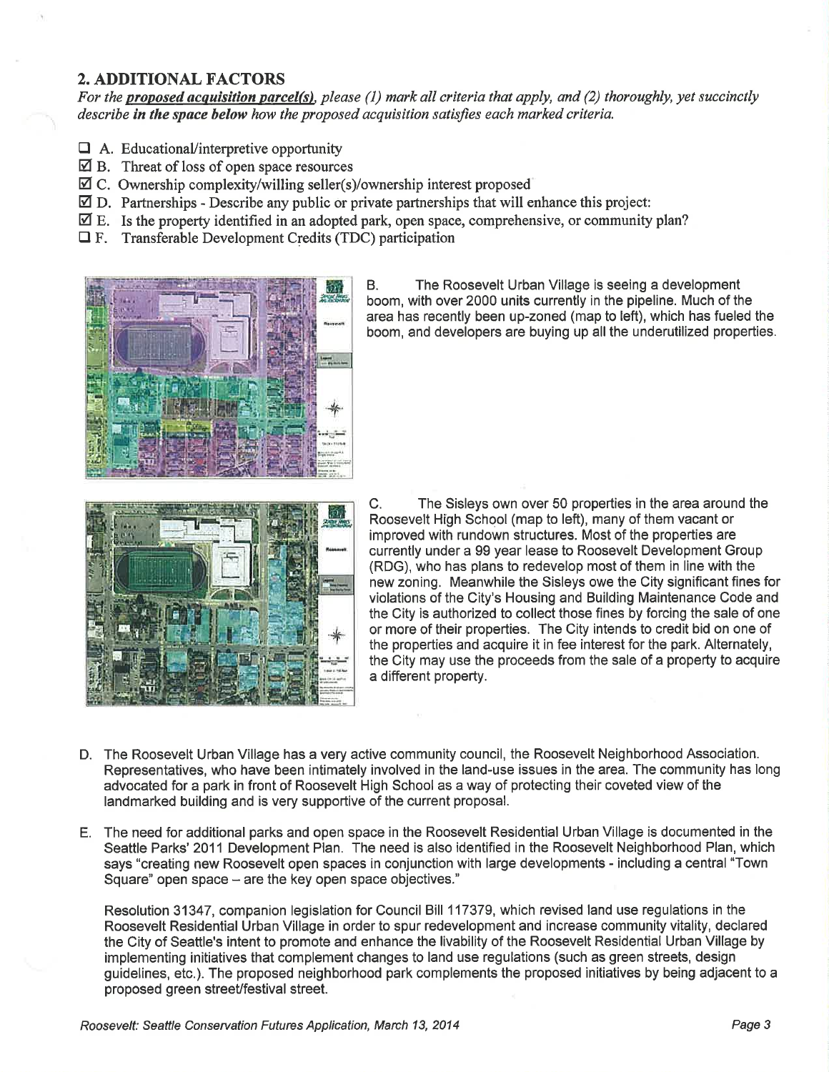## 2. ADDITIONAL FACTORS

*For the **proposed acquisition parcel(s)**, please (1) mark all criteria that apply, and (2) thoroughly, yet succinctly describe **in the space below** how the proposed acquisition satisfies each marked criteria.*

- ☐ A. Educational/interpretive opportunity
- ☑ B. Threat of loss of open space resources
- ☑ C. Ownership complexity/willing seller(s)/ownership interest proposed
- ☑ D. Partnerships - Describe any public or private partnerships that will enhance this project:
- ☑ E. Is the property identified in an adopted park, open space, comprehensive, or community plan?
- ☐ F. Transferable Development Credits (TDC) participation

B. The Roosevelt Urban Village is seeing a development boom, with over 2000 units currently in the pipeline. Much of the area has recently been up-zoned (map to left), which has fueled the boom, and developers are buying up all the underutilized properties.

C. The Sisleys own over 50 properties in the area around the Roosevelt High School (map to left), many of them vacant or improved with rundown structures. Most of the properties are currently under a 99 year lease to Roosevelt Development Group (RDG), who has plans to redevelop most of them in line with the new zoning. Meanwhile the Sisleys owe the City significant fines for violations of the City's Housing and Building Maintenance Code and the City is authorized to collect those fines by forcing the sale of one or more of their properties. The City intends to credit bid on one of the properties and acquire it in fee interest for the park. Alternately, the City may use the proceeds from the sale of a property to acquire a different property.

D. The Roosevelt Urban Village has a very active community council, the Roosevelt Neighborhood Association. Representatives, who have been intimately involved in the land-use issues in the area. The community has long advocated for a park in front of Roosevelt High School as a way of protecting their coveted view of the landmarked building and is very supportive of the current proposal.

E. The need for additional parks and open space in the Roosevelt Residential Urban Village is documented in the Seattle Parks' 2011 Development Plan. The need is also identified in the Roosevelt Neighborhood Plan, which says "creating new Roosevelt open spaces in conjunction with large developments - including a central "Town Square" open space – are the key open space objectives."

Resolution 31347, companion legislation for Council Bill 117379, which revised land use regulations in the Roosevelt Residential Urban Village in order to spur redevelopment and increase community vitality, declared the City of Seattle's intent to promote and enhance the livability of the Roosevelt Residential Urban Village by implementing initiatives that complement changes to land use regulations (such as green streets, design guidelines, etc.). The proposed neighborhood park complements the proposed initiatives by being adjacent to a proposed green street/festival street.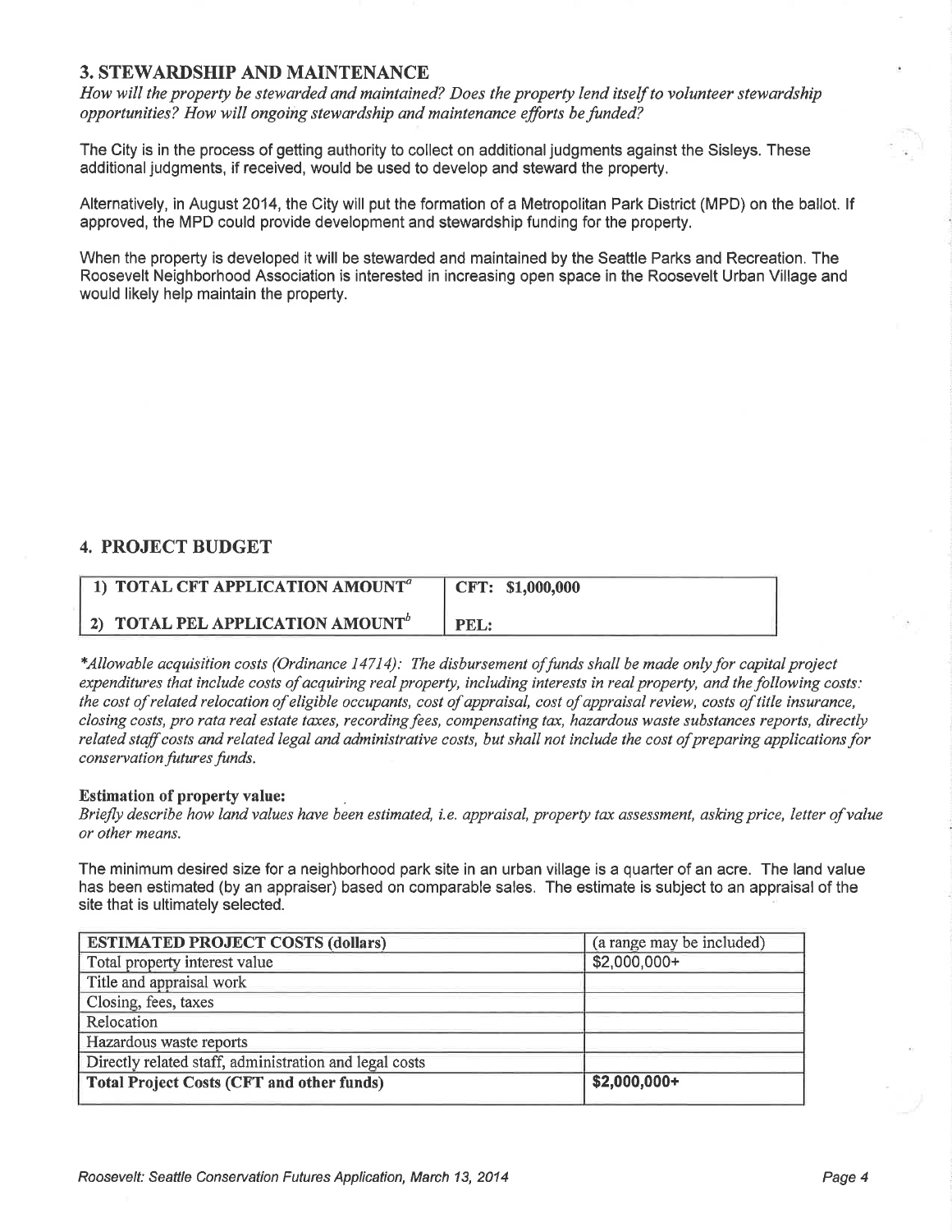## 3. STEWARDSHIP AND MAINTENANCE

*How will the property be stewarded and maintained? Does the property lend itself to volunteer stewardship opportunities? How will ongoing stewardship and maintenance efforts be funded?*

The City is in the process of getting authority to collect on additional judgments against the Sisleys. These additional judgments, if received, would be used to develop and steward the property.

Alternatively, in August 2014, the City will put the formation of a Metropolitan Park District (MPD) on the ballot. If approved, the MPD could provide development and stewardship funding for the property.

When the property is developed it will be stewarded and maintained by the Seattle Parks and Recreation. The Roosevelt Neighborhood Association is interested in increasing open space in the Roosevelt Urban Village and would likely help maintain the property.

## 4. PROJECT BUDGET

| 1) TOTAL CFT APPLICATION AMOUNT[a] | CFT: $1,000,000 |
|---|---|
| 2) TOTAL PEL APPLICATION AMOUNT[b] | PEL: |

*\*Allowable acquisition costs (Ordinance 14714): The disbursement of funds shall be made only for capital project expenditures that include costs of acquiring real property, including interests in real property, and the following costs: the cost of related relocation of eligible occupants, cost of appraisal, cost of appraisal review, costs of title insurance, closing costs, pro rata real estate taxes, recording fees, compensating tax, hazardous waste substances reports, directly related staff costs and related legal and administrative costs, but shall not include the cost of preparing applications for conservation futures funds.*

**Estimation of property value:**

*Briefly describe how land values have been estimated, i.e. appraisal, property tax assessment, asking price, letter of value or other means.*

The minimum desired size for a neighborhood park site in an urban village is a quarter of an acre. The land value has been estimated (by an appraiser) based on comparable sales. The estimate is subject to an appraisal of the site that is ultimately selected.

| ESTIMATED PROJECT COSTS (dollars) | (a range may be included) |
|---|---|
| Total property interest value | $2,000,000+ |
| Title and appraisal work | |
| Closing, fees, taxes | |
| Relocation | |
| Hazardous waste reports | |
| Directly related staff, administration and legal costs | |
| **Total Project Costs (CFT and other funds)** | **$2,000,000+** |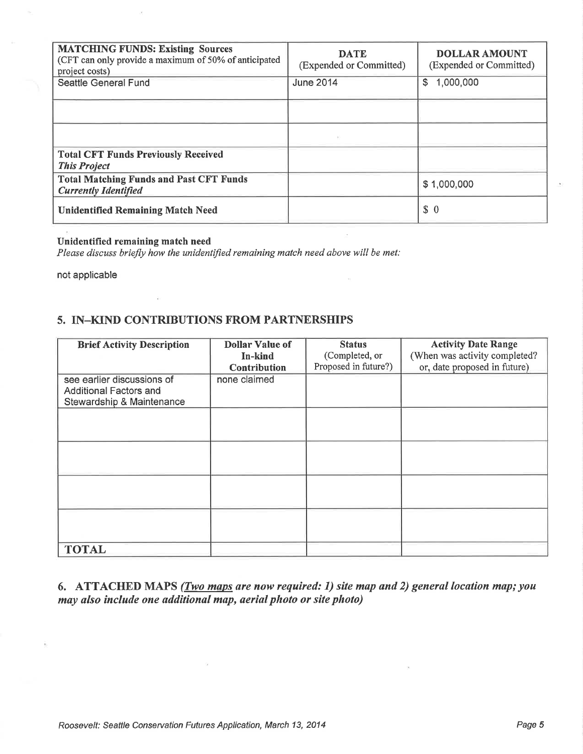| **MATCHING FUNDS: Existing Sources** (CFT can only provide a maximum of 50% of anticipated project costs) | **DATE** (Expended or Committed) | **DOLLAR AMOUNT** (Expended or Committed) |
|---|---|---|
| Seattle General Fund | June 2014 | $ 1,000,000 |
| | | |
| | | |
| **Total CFT Funds Previously Received** ***This Project*** | | |
| **Total Matching Funds and Past CFT Funds** ***Currently Identified*** | | $ 1,000,000 |
| **Unidentified Remaining Match Need** | | $ 0 |

**Unidentified remaining match need**

*Please discuss briefly how the unidentified remaining match need above will be met:*

not applicable

## 5. IN–KIND CONTRIBUTIONS FROM PARTNERSHIPS

| **Brief Activity Description** | **Dollar Value of In-kind Contribution** | **Status** (Completed, or Proposed in future?) | **Activity Date Range** (When was activity completed? or, date proposed in future) |
|---|---|---|---|
| see earlier discussions of Additional Factors and Stewardship & Maintenance | none claimed | | |
| | | | |
| | | | |
| | | | |
| | | | |
| **TOTAL** | | | |

## 6. ATTACHED MAPS *(Two maps are now required: 1) site map and 2) general location map; you may also include one additional map, aerial photo or site photo)*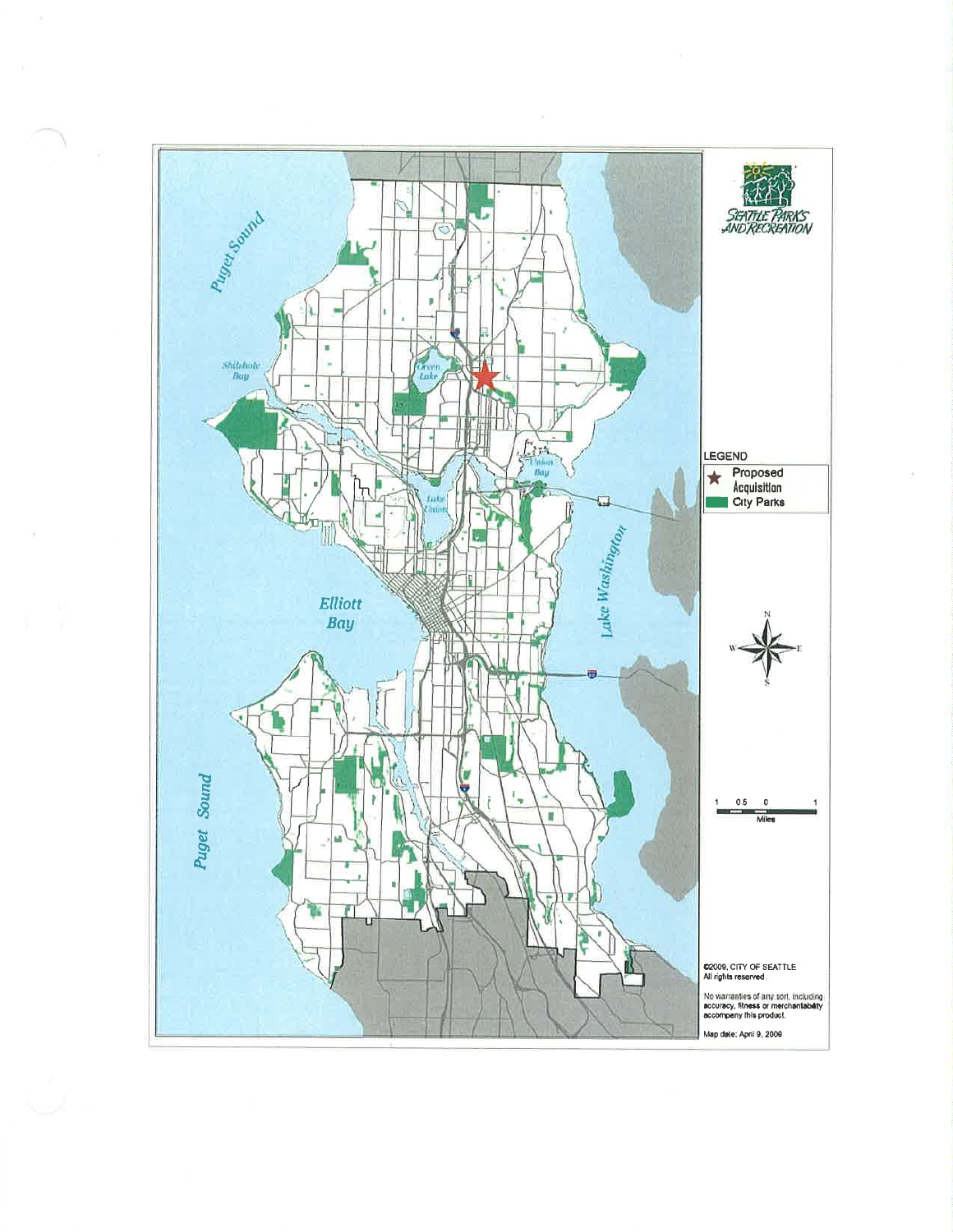Seattle Parks and Recreation

LEGEND

★ Proposed Acquisition

City Parks

©2009, CITY OF SEATTLE
All rights reserved.

No warranties of any sort, including accuracy, fitness or merchantability accompany this product.

Map date: April 9, 2009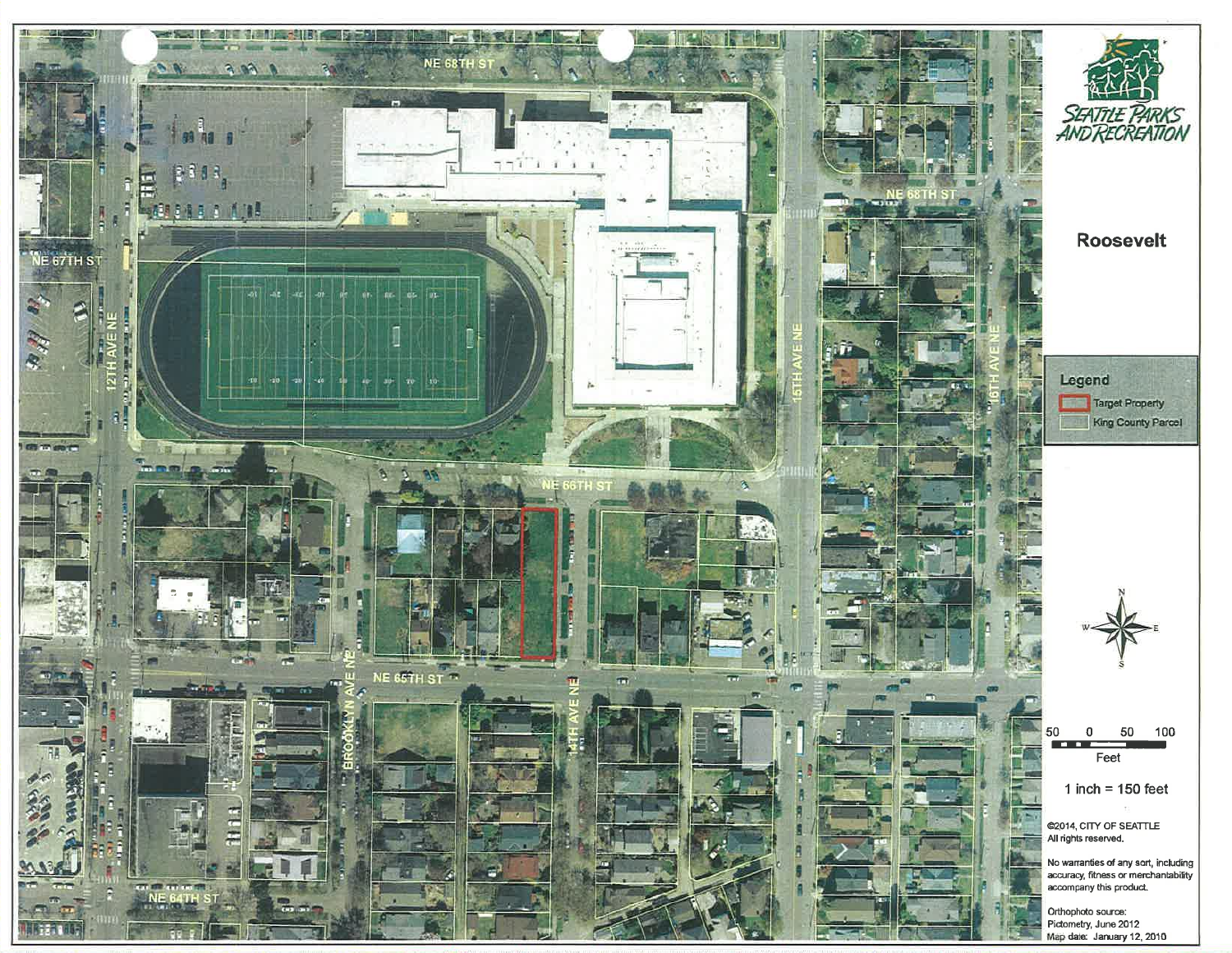SEATTLE PARKS AND RECREATION

# Roosevelt

NE 68TH ST

NE 67TH ST

12TH AVE NE

NE 66TH ST

15TH AVE NE

16TH AVE NE

BROOKLYN AVE NE

NE 65TH ST

14TH AVE NE

NE 64TH ST

**Legend**

Target Property

King County Parcel

N

W E

S

50 0 50 100

Feet

1 inch = 150 feet

©2014, CITY OF SEATTLE
All rights reserved.

No warranties of any sort, including accuracy, fitness or merchantability accompany this product.

Orthophoto source:
Pictometry, June 2012
Map date: January 12, 2010